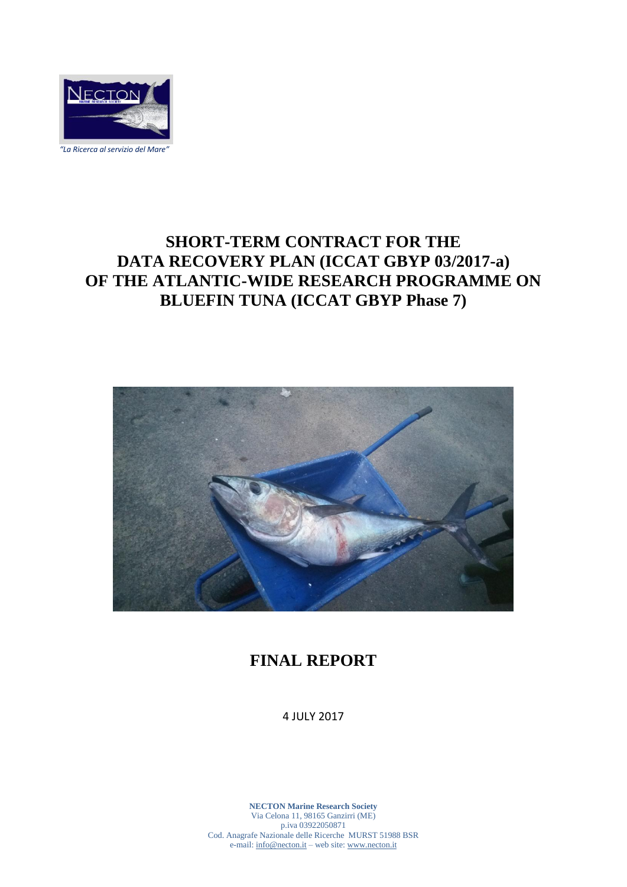*"La Ricerca al servizio del Mare"*

# SHORT-TERM CONTRACT FOR THE DATA RECOVERY PLAN (ICCAT GBYP 03/2017-a) OF THE ATLANTIC-WIDE RESEARCH PROGRAMME ON BLUEFIN TUNA (ICCAT GBYP Phase 7)

## FINAL REPORT

4 JULY 2017

**NECTON Marine Research Society**
Via Celona 11, 98165 Ganzirri (ME)
p.iva 03922050871
Cod. Anagrafe Nazionale delle Ricerche MURST 51988 BSR
e-mail: info@necton.it – web site: www.necton.it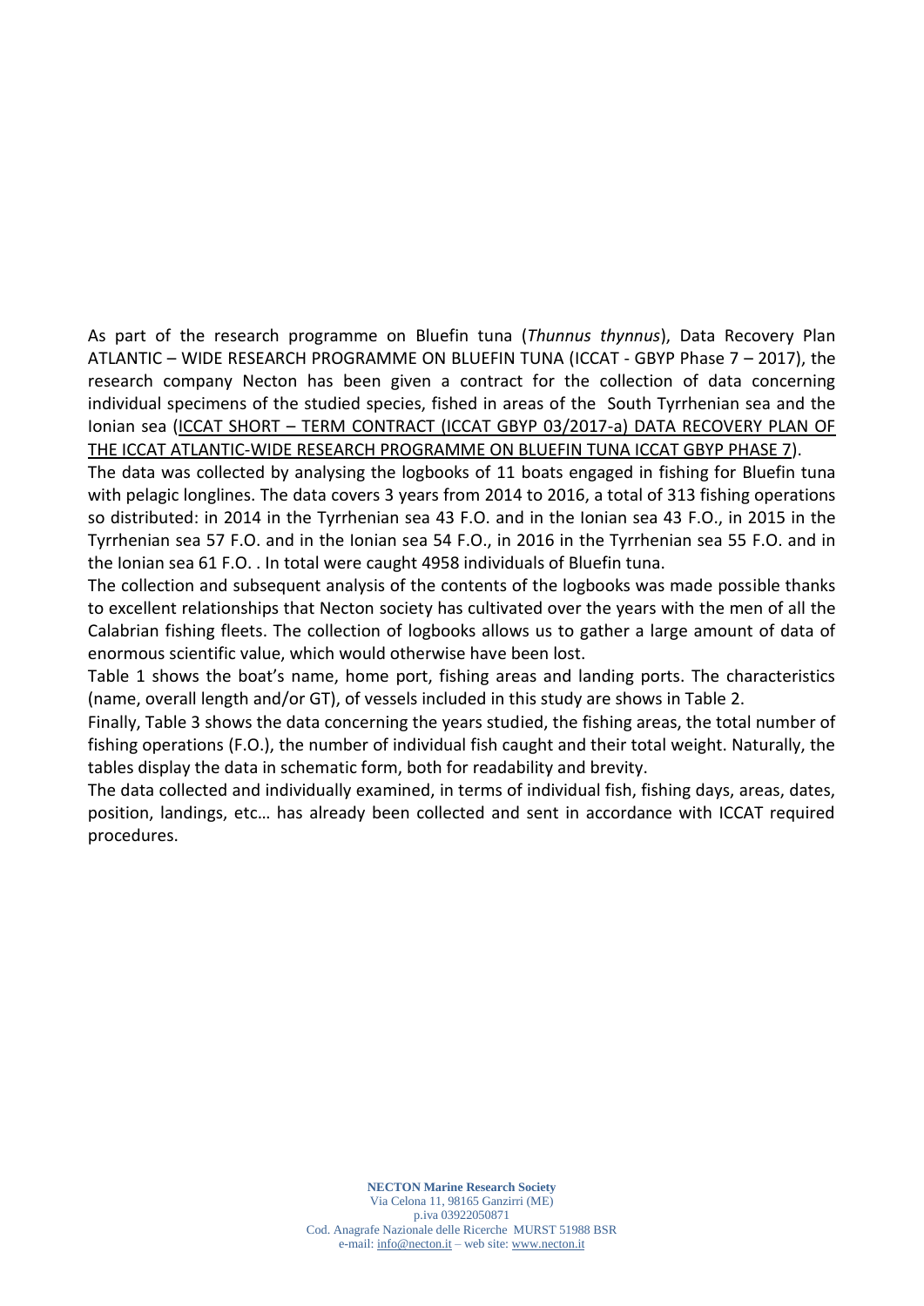As part of the research programme on Bluefin tuna (*Thunnus thynnus*), Data Recovery Plan ATLANTIC – WIDE RESEARCH PROGRAMME ON BLUEFIN TUNA (ICCAT - GBYP Phase 7 – 2017), the research company Necton has been given a contract for the collection of data concerning individual specimens of the studied species, fished in areas of the South Tyrrhenian sea and the Ionian sea (ICCAT SHORT – TERM CONTRACT (ICCAT GBYP 03/2017-a) DATA RECOVERY PLAN OF THE ICCAT ATLANTIC-WIDE RESEARCH PROGRAMME ON BLUEFIN TUNA ICCAT GBYP PHASE 7).

The data was collected by analysing the logbooks of 11 boats engaged in fishing for Bluefin tuna with pelagic longlines. The data covers 3 years from 2014 to 2016, a total of 313 fishing operations so distributed: in 2014 in the Tyrrhenian sea 43 F.O. and in the Ionian sea 43 F.O., in 2015 in the Tyrrhenian sea 57 F.O. and in the Ionian sea 54 F.O., in 2016 in the Tyrrhenian sea 55 F.O. and in the Ionian sea 61 F.O. . In total were caught 4958 individuals of Bluefin tuna.

The collection and subsequent analysis of the contents of the logbooks was made possible thanks to excellent relationships that Necton society has cultivated over the years with the men of all the Calabrian fishing fleets. The collection of logbooks allows us to gather a large amount of data of enormous scientific value, which would otherwise have been lost.

Table 1 shows the boat's name, home port, fishing areas and landing ports. The characteristics (name, overall length and/or GT), of vessels included in this study are shows in Table 2.

Finally, Table 3 shows the data concerning the years studied, the fishing areas, the total number of fishing operations (F.O.), the number of individual fish caught and their total weight. Naturally, the tables display the data in schematic form, both for readability and brevity.

The data collected and individually examined, in terms of individual fish, fishing days, areas, dates, position, landings, etc… has already been collected and sent in accordance with ICCAT required procedures.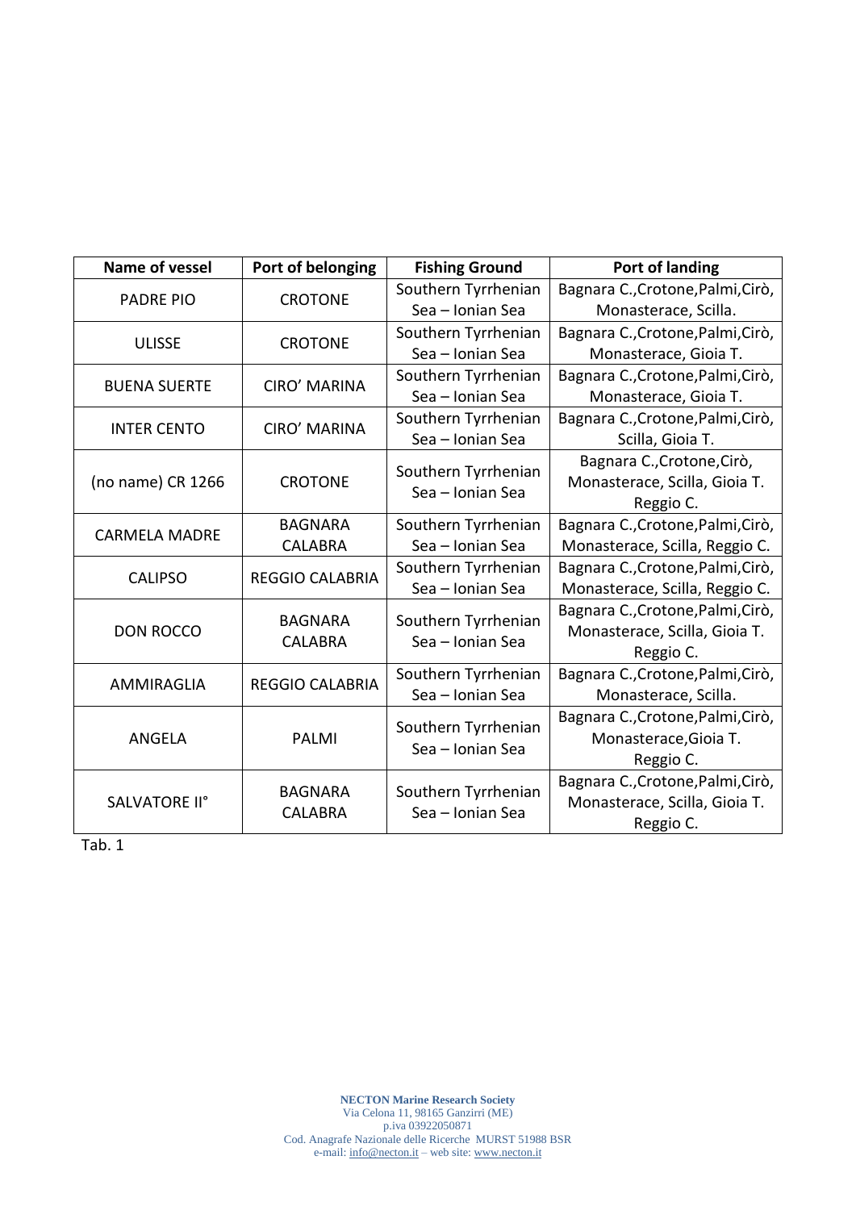| Name of vessel | Port of belonging | Fishing Ground | Port of landing |
|---|---|---|---|
| PADRE PIO | CROTONE | Southern Tyrrhenian Sea – Ionian Sea | Bagnara C.,Crotone,Palmi,Cirò, Monasterace, Scilla. |
| ULISSE | CROTONE | Southern Tyrrhenian Sea – Ionian Sea | Bagnara C.,Crotone,Palmi,Cirò, Monasterace, Gioia T. |
| BUENA SUERTE | CIRO' MARINA | Southern Tyrrhenian Sea – Ionian Sea | Bagnara C.,Crotone,Palmi,Cirò, Monasterace, Gioia T. |
| INTER CENTO | CIRO' MARINA | Southern Tyrrhenian Sea – Ionian Sea | Bagnara C.,Crotone,Palmi,Cirò, Scilla, Gioia T. |
| (no name) CR 1266 | CROTONE | Southern Tyrrhenian Sea – Ionian Sea | Bagnara C.,Crotone,Cirò, Monasterace, Scilla, Gioia T. Reggio C. |
| CARMELA MADRE | BAGNARA CALABRA | Southern Tyrrhenian Sea – Ionian Sea | Bagnara C.,Crotone,Palmi,Cirò, Monasterace, Scilla, Reggio C. |
| CALIPSO | REGGIO CALABRIA | Southern Tyrrhenian Sea – Ionian Sea | Bagnara C.,Crotone,Palmi,Cirò, Monasterace, Scilla, Reggio C. |
| DON ROCCO | BAGNARA CALABRA | Southern Tyrrhenian Sea – Ionian Sea | Bagnara C.,Crotone,Palmi,Cirò, Monasterace, Scilla, Gioia T. Reggio C. |
| AMMIRAGLIA | REGGIO CALABRIA | Southern Tyrrhenian Sea – Ionian Sea | Bagnara C.,Crotone,Palmi,Cirò, Monasterace, Scilla. |
| ANGELA | PALMI | Southern Tyrrhenian Sea – Ionian Sea | Bagnara C.,Crotone,Palmi,Cirò, Monasterace,Gioia T. Reggio C. |
| SALVATORE II° | BAGNARA CALABRA | Southern Tyrrhenian Sea – Ionian Sea | Bagnara C.,Crotone,Palmi,Cirò, Monasterace, Scilla, Gioia T. Reggio C. |

Tab. 1

**NECTON Marine Research Society**
Via Celona 11, 98165 Ganzirri (ME)
p.iva 03922050871
Cod. Anagrafe Nazionale delle Ricerche MURST 51988 BSR
e-mail: info@necton.it – web site: www.necton.it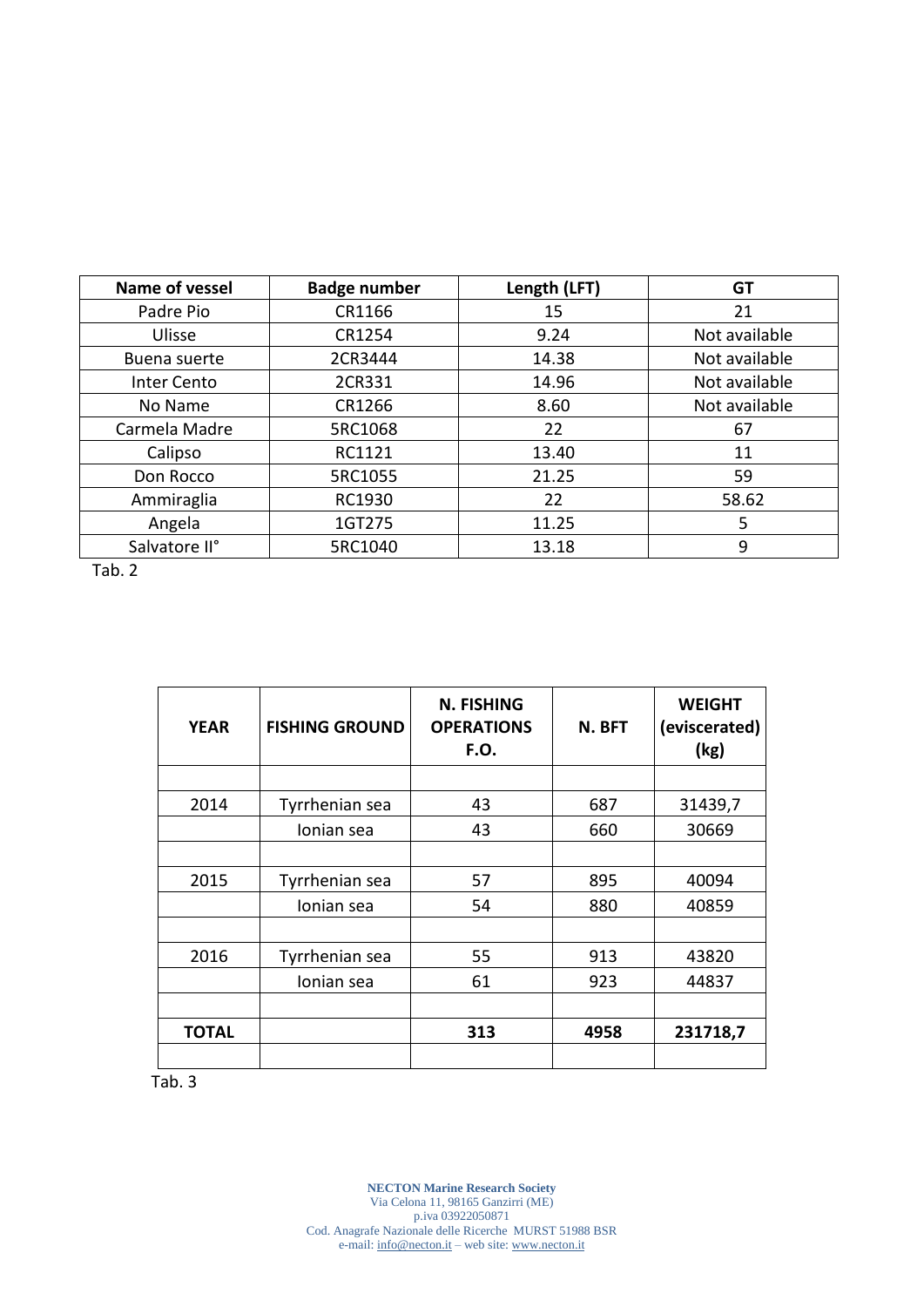| Name of vessel | Badge number | Length (LFT) | GT |
|---|---|---|---|
| Padre Pio | CR1166 | 15 | 21 |
| Ulisse | CR1254 | 9.24 | Not available |
| Buena suerte | 2CR3444 | 14.38 | Not available |
| Inter Cento | 2CR331 | 14.96 | Not available |
| No Name | CR1266 | 8.60 | Not available |
| Carmela Madre | 5RC1068 | 22 | 67 |
| Calipso | RC1121 | 13.40 | 11 |
| Don Rocco | 5RC1055 | 21.25 | 59 |
| Ammiraglia | RC1930 | 22 | 58.62 |
| Angela | 1GT275 | 11.25 | 5 |
| Salvatore II° | 5RC1040 | 13.18 | 9 |

Tab. 2

| YEAR | FISHING GROUND | N. FISHING OPERATIONS F.O. | N. BFT | WEIGHT (eviscerated) (kg) |
|---|---|---|---|---|
| | | | | |
| 2014 | Tyrrhenian sea | 43 | 687 | 31439,7 |
| | Ionian sea | 43 | 660 | 30669 |
| | | | | |
| 2015 | Tyrrhenian sea | 57 | 895 | 40094 |
| | Ionian sea | 54 | 880 | 40859 |
| | | | | |
| 2016 | Tyrrhenian sea | 55 | 913 | 43820 |
| | Ionian sea | 61 | 923 | 44837 |
| | | | | |
| **TOTAL** | | **313** | **4958** | **231718,7** |
| | | | | |

Tab. 3

NECTON Marine Research Society
Via Celona 11, 98165 Ganzirri (ME)
p.iva 03922050871
Cod. Anagrafe Nazionale delle Ricerche MURST 51988 BSR
e-mail: info@necton.it – web site: www.necton.it